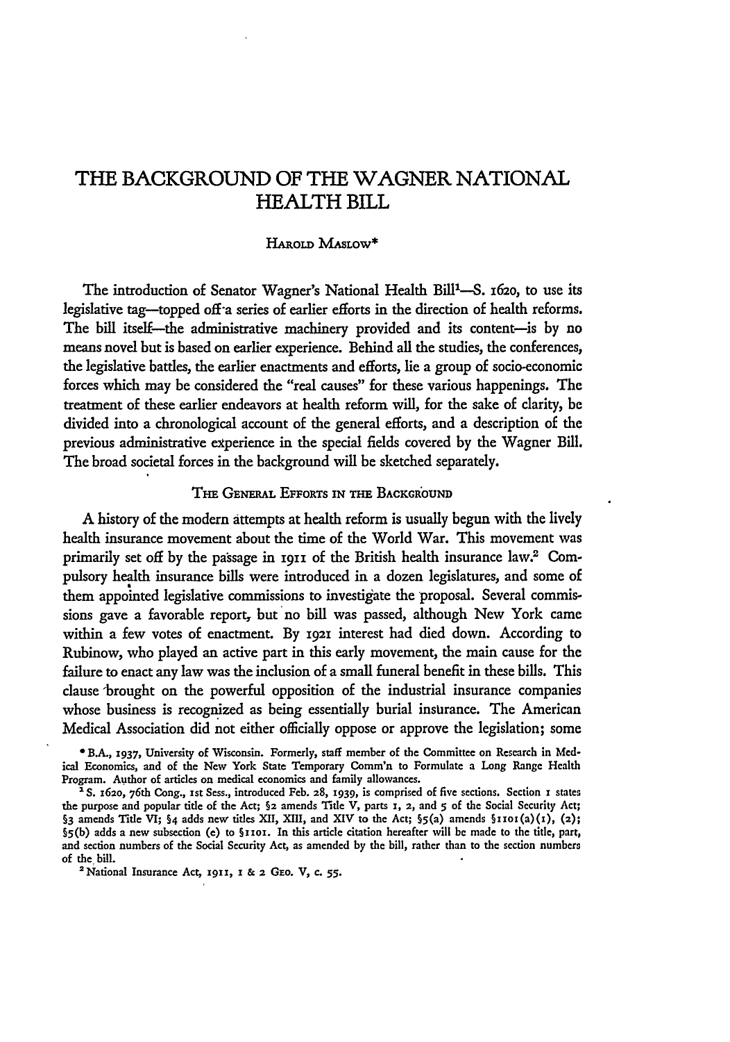# THE BACKGROUND OF THE WAGNER NATIONAL HEALTH BILL

HAROLD MASLOW*

The introduction of Senator Wagner's National Health Bill[1]—S. 1620, to use its legislative tag—topped off a series of earlier efforts in the direction of health reforms. The bill itself—the administrative machinery provided and its content—is by no means novel but is based on earlier experience. Behind all the studies, the conferences, the legislative battles, the earlier enactments and efforts, lie a group of socio-economic forces which may be considered the "real causes" for these various happenings. The treatment of these earlier endeavors at health reform will, for the sake of clarity, be divided into a chronological account of the general efforts, and a description of the previous administrative experience in the special fields covered by the Wagner Bill. The broad societal forces in the background will be sketched separately.

## THE GENERAL EFFORTS IN THE BACKGROUND

A history of the modern attempts at health reform is usually begun with the lively health insurance movement about the time of the World War. This movement was primarily set off by the passage in 1911 of the British health insurance law.[2] Compulsory health insurance bills were introduced in a dozen legislatures, and some of them appointed legislative commissions to investigate the proposal. Several commissions gave a favorable report, but no bill was passed, although New York came within a few votes of enactment. By 1921 interest had died down. According to Rubinow, who played an active part in this early movement, the main cause for the failure to enact any law was the inclusion of a small funeral benefit in these bills. This clause brought on the powerful opposition of the industrial insurance companies whose business is recognized as being essentially burial insurance. The American Medical Association did not either officially oppose or approve the legislation; some

---

\* B.A., 1937, University of Wisconsin. Formerly, staff member of the Committee on Research in Medical Economics, and of the New York State Temporary Comm'n to Formulate a Long Range Health Program. Author of articles on medical economics and family allowances.

[1] S. 1620, 76th Cong., 1st Sess., introduced Feb. 28, 1939, is comprised of five sections. Section 1 states the purpose and popular title of the Act; §2 amends Title V, parts 1, 2, and 5 of the Social Security Act; §3 amends Title VI; §4 adds new titles XII, XIII, and XIV to the Act; §5(a) amends §1101(a)(1), (2); §5(b) adds a new subsection (e) to §1101. In this article citation hereafter will be made to the title, part, and section numbers of the Social Security Act, as amended by the bill, rather than to the section numbers of the bill.

[2] National Insurance Act, 1911, 1 & 2 GEO. V, c. 55.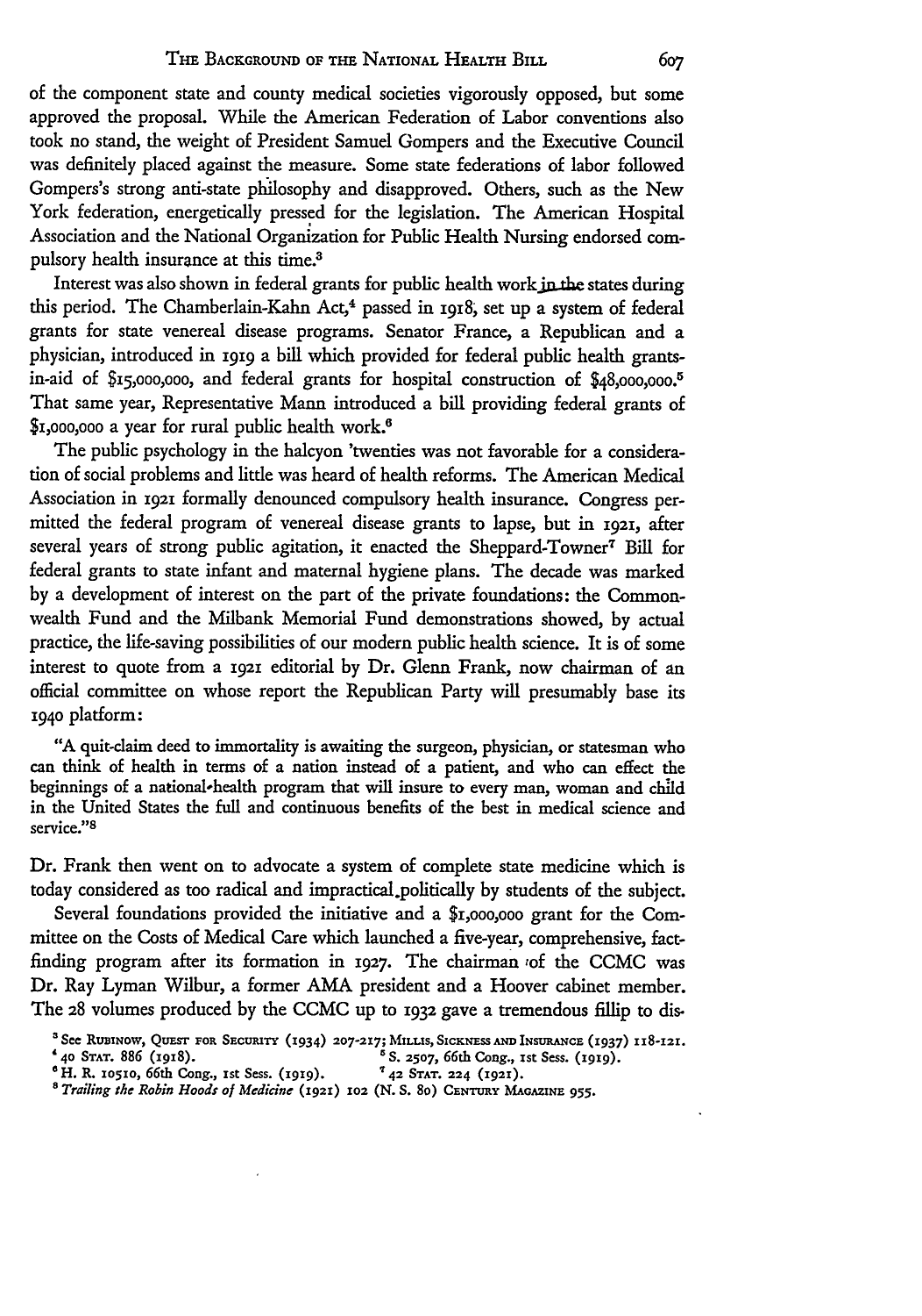of the component state and county medical societies vigorously opposed, but some approved the proposal. While the American Federation of Labor conventions also took no stand, the weight of President Samuel Gompers and the Executive Council was definitely placed against the measure. Some state federations of labor followed Gompers's strong anti-state philosophy and disapproved. Others, such as the New York federation, energetically pressed for the legislation. The American Hospital Association and the National Organization for Public Health Nursing endorsed compulsory health insurance at this time.[3]

Interest was also shown in federal grants for public health work in the states during this period. The Chamberlain-Kahn Act,[4] passed in 1918, set up a system of federal grants for state venereal disease programs. Senator France, a Republican and a physician, introduced in 1919 a bill which provided for federal public health grants-in-aid of $15,000,000, and federal grants for hospital construction of $48,000,000.[5] That same year, Representative Mann introduced a bill providing federal grants of $1,000,000 a year for rural public health work.[6]

The public psychology in the halcyon 'twenties was not favorable for a consideration of social problems and little was heard of health reforms. The American Medical Association in 1921 formally denounced compulsory health insurance. Congress permitted the federal program of venereal disease grants to lapse, but in 1921, after several years of strong public agitation, it enacted the Sheppard-Towner[7] Bill for federal grants to state infant and maternal hygiene plans. The decade was marked by a development of interest on the part of the private foundations: the Commonwealth Fund and the Milbank Memorial Fund demonstrations showed, by actual practice, the life-saving possibilities of our modern public health science. It is of some interest to quote from a 1921 editorial by Dr. Glenn Frank, now chairman of an official committee on whose report the Republican Party will presumably base its 1940 platform:

> "A quit-claim deed to immortality is awaiting the surgeon, physician, or statesman who can think of health in terms of a nation instead of a patient, and who can effect the beginnings of a national-health program that will insure to every man, woman and child in the United States the full and continuous benefits of the best in medical science and service."[8]

Dr. Frank then went on to advocate a system of complete state medicine which is today considered as too radical and impractical politically by students of the subject.

Several foundations provided the initiative and a $1,000,000 grant for the Committee on the Costs of Medical Care which launched a five-year, comprehensive, fact-finding program after its formation in 1927. The chairman of the CCMC was Dr. Ray Lyman Wilbur, a former AMA president and a Hoover cabinet member. The 28 volumes produced by the CCMC up to 1932 gave a tremendous fillip to dis-

[3] See Rubinow, Quest for Security (1934) 207-217; Millis, Sickness and Insurance (1937) 118-121.

[4] 40 Stat. 886 (1918).

[5] S. 2507, 66th Cong., 1st Sess. (1919).

[6] H. R. 10510, 66th Cong., 1st Sess. (1919).

[7] 42 Stat. 224 (1921).

[8] *Trailing the Robin Hoods of Medicine* (1921) 102 (N. S. 80) Century Magazine 955.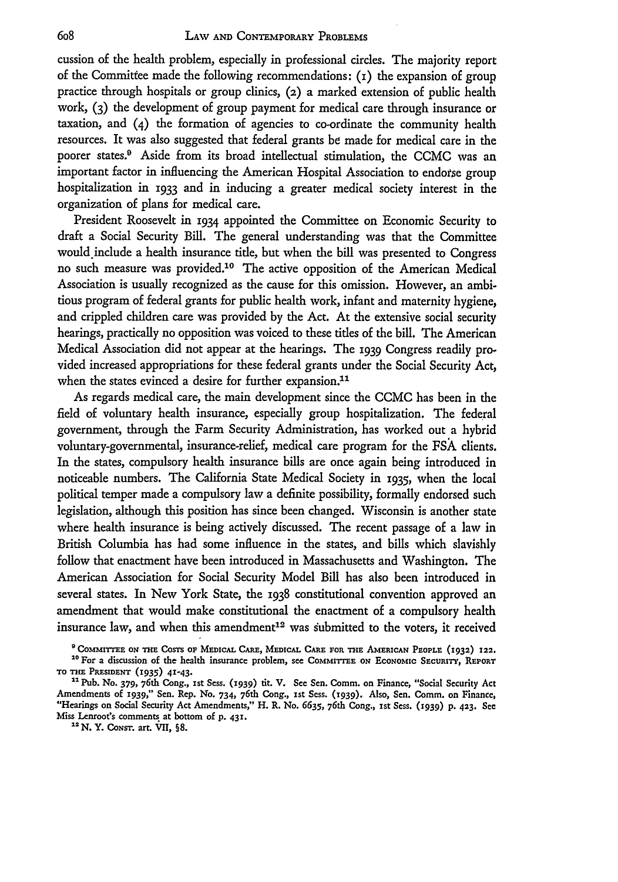cussion of the health problem, especially in professional circles. The majority report of the Committee made the following recommendations: (1) the expansion of group practice through hospitals or group clinics, (2) a marked extension of public health work, (3) the development of group payment for medical care through insurance or taxation, and (4) the formation of agencies to co-ordinate the community health resources. It was also suggested that federal grants be made for medical care in the poorer states.[9] Aside from its broad intellectual stimulation, the CCMC was an important factor in influencing the American Hospital Association to endorse group hospitalization in 1933 and in inducing a greater medical society interest in the organization of plans for medical care.

President Roosevelt in 1934 appointed the Committee on Economic Security to draft a Social Security Bill. The general understanding was that the Committee would include a health insurance title, but when the bill was presented to Congress no such measure was provided.[10] The active opposition of the American Medical Association is usually recognized as the cause for this omission. However, an ambitious program of federal grants for public health work, infant and maternity hygiene, and crippled children care was provided by the Act. At the extensive social security hearings, practically no opposition was voiced to these titles of the bill. The American Medical Association did not appear at the hearings. The 1939 Congress readily provided increased appropriations for these federal grants under the Social Security Act, when the states evinced a desire for further expansion.[11]

As regards medical care, the main development since the CCMC has been in the field of voluntary health insurance, especially group hospitalization. The federal government, through the Farm Security Administration, has worked out a hybrid voluntary-governmental, insurance-relief, medical care program for the FSA clients. In the states, compulsory health insurance bills are once again being introduced in noticeable numbers. The California State Medical Society in 1935, when the local political temper made a compulsory law a definite possibility, formally endorsed such legislation, although this position has since been changed. Wisconsin is another state where health insurance is being actively discussed. The recent passage of a law in British Columbia has had some influence in the states, and bills which slavishly follow that enactment have been introduced in Massachusetts and Washington. The American Association for Social Security Model Bill has also been introduced in several states. In New York State, the 1938 constitutional convention approved an amendment that would make constitutional the enactment of a compulsory health insurance law, and when this amendment[12] was submitted to the voters, it received

---

[9] COMMITTEE ON THE COSTS OF MEDICAL CARE, MEDICAL CARE FOR THE AMERICAN PEOPLE (1932) 122.

[10] For a discussion of the health insurance problem, see COMMITTEE ON ECONOMIC SECURITY, REPORT TO THE PRESIDENT (1935) 41-43.

[11] Pub. No. 379, 76th Cong., 1st Sess. (1939) tit. V. See Sen. Comm. on Finance, "Social Security Act Amendments of 1939," Sen. Rep. No. 734, 76th Cong., 1st Sess. (1939). Also, Sen. Comm. on Finance, "Hearings on Social Security Act Amendments," H. R. No. 6635, 76th Cong., 1st Sess. (1939) p. 423. See Miss Lenroot's comments at bottom of p. 431.

[12] N. Y. CONST. art. VII, §8.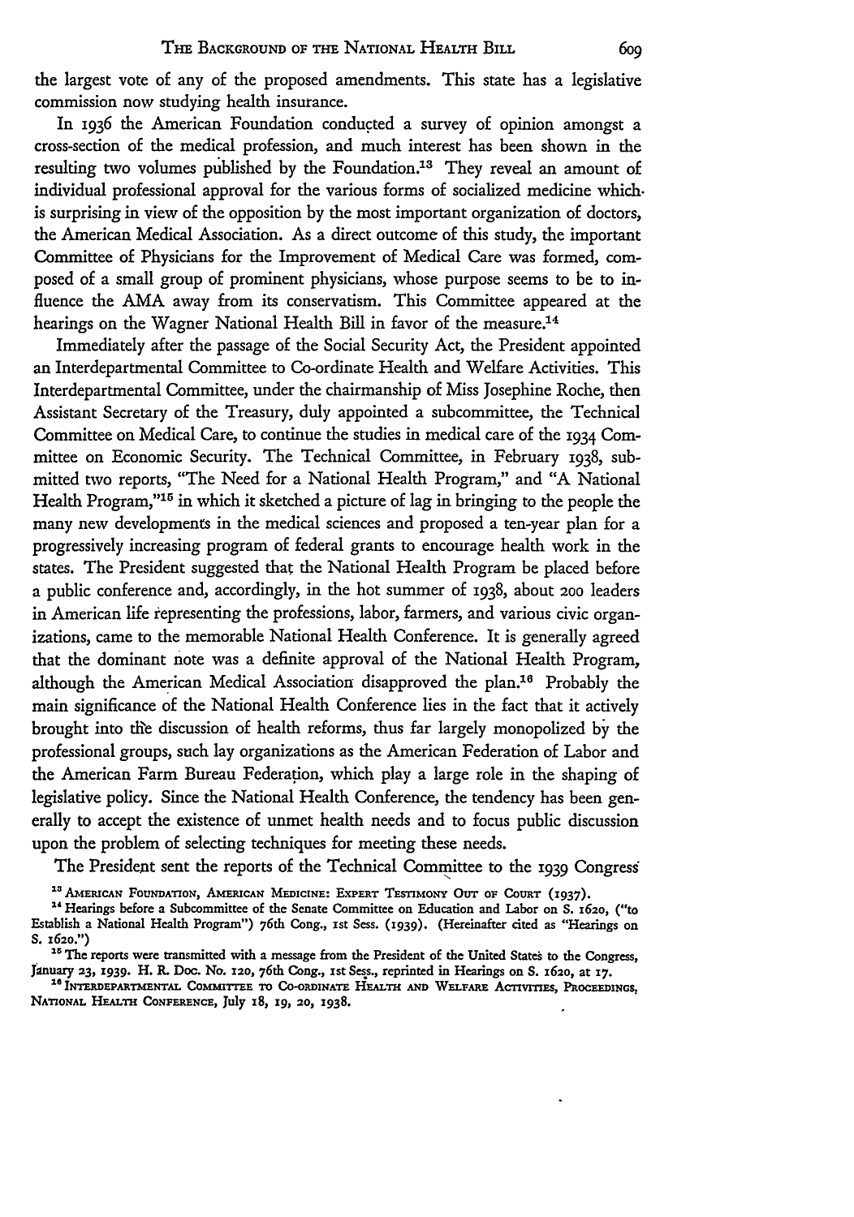the largest vote of any of the proposed amendments. This state has a legislative commission now studying health insurance.

In 1936 the American Foundation conducted a survey of opinion amongst a cross-section of the medical profession, and much interest has been shown in the resulting two volumes published by the Foundation.[13] They reveal an amount of individual professional approval for the various forms of socialized medicine which is surprising in view of the opposition by the most important organization of doctors, the American Medical Association. As a direct outcome of this study, the important Committee of Physicians for the Improvement of Medical Care was formed, composed of a small group of prominent physicians, whose purpose seems to be to influence the AMA away from its conservatism. This Committee appeared at the hearings on the Wagner National Health Bill in favor of the measure.[14]

Immediately after the passage of the Social Security Act, the President appointed an Interdepartmental Committee to Co-ordinate Health and Welfare Activities. This Interdepartmental Committee, under the chairmanship of Miss Josephine Roche, then Assistant Secretary of the Treasury, duly appointed a subcommittee, the Technical Committee on Medical Care, to continue the studies in medical care of the 1934 Committee on Economic Security. The Technical Committee, in February 1938, submitted two reports, "The Need for a National Health Program," and "A National Health Program,"[15] in which it sketched a picture of lag in bringing to the people the many new developments in the medical sciences and proposed a ten-year plan for a progressively increasing program of federal grants to encourage health work in the states. The President suggested that the National Health Program be placed before a public conference and, accordingly, in the hot summer of 1938, about 200 leaders in American life representing the professions, labor, farmers, and various civic organizations, came to the memorable National Health Conference. It is generally agreed that the dominant note was a definite approval of the National Health Program, although the American Medical Association disapproved the plan.[16] Probably the main significance of the National Health Conference lies in the fact that it actively brought into the discussion of health reforms, thus far largely monopolized by the professional groups, such lay organizations as the American Federation of Labor and the American Farm Bureau Federation, which play a large role in the shaping of legislative policy. Since the National Health Conference, the tendency has been generally to accept the existence of unmet health needs and to focus public discussion upon the problem of selecting techniques for meeting these needs.

The President sent the reports of the Technical Committee to the 1939 Congress

---

[13] AMERICAN FOUNDATION, AMERICAN MEDICINE: EXPERT TESTIMONY OUT OF COURT (1937).

[14] Hearings before a Subcommittee of the Senate Committee on Education and Labor on S. 1620, ("to Establish a National Health Program") 76th Cong., 1st Sess. (1939). (Hereinafter cited as "Hearings on S. 1620.")

[15] The reports were transmitted with a message from the President of the United States to the Congress, January 23, 1939. H. R. Doc. No. 120, 76th Cong., 1st Sess., reprinted in Hearings on S. 1620, at 17.

[16] INTERDEPARTMENTAL COMMITTEE TO CO-ORDINATE HEALTH AND WELFARE ACTIVITIES, PROCEEDINGS, NATIONAL HEALTH CONFERENCE, July 18, 19, 20, 1938.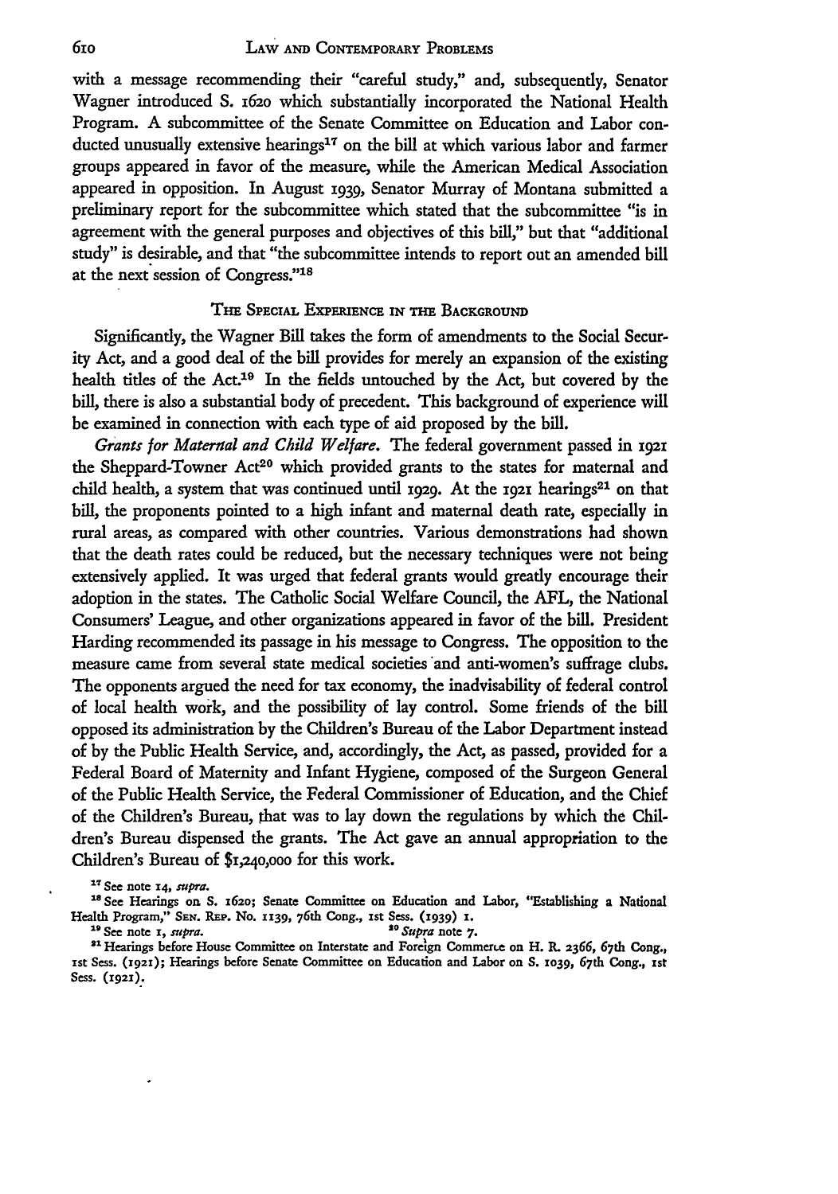with a message recommending their "careful study," and, subsequently, Senator Wagner introduced S. 1620 which substantially incorporated the National Health Program. A subcommittee of the Senate Committee on Education and Labor conducted unusually extensive hearings[17] on the bill at which various labor and farmer groups appeared in favor of the measure, while the American Medical Association appeared in opposition. In August 1939, Senator Murray of Montana submitted a preliminary report for the subcommittee which stated that the subcommittee "is in agreement with the general purposes and objectives of this bill," but that "additional study" is desirable, and that "the subcommittee intends to report out an amended bill at the next session of Congress."[18]

## THE SPECIAL EXPERIENCE IN THE BACKGROUND

Significantly, the Wagner Bill takes the form of amendments to the Social Security Act, and a good deal of the bill provides for merely an expansion of the existing health titles of the Act.[19] In the fields untouched by the Act, but covered by the bill, there is also a substantial body of precedent. This background of experience will be examined in connection with each type of aid proposed by the bill.

*Grants for Maternal and Child Welfare.* The federal government passed in 1921 the Sheppard-Towner Act[20] which provided grants to the states for maternal and child health, a system that was continued until 1929. At the 1921 hearings[21] on that bill, the proponents pointed to a high infant and maternal death rate, especially in rural areas, as compared with other countries. Various demonstrations had shown that the death rates could be reduced, but the necessary techniques were not being extensively applied. It was urged that federal grants would greatly encourage their adoption in the states. The Catholic Social Welfare Council, the AFL, the National Consumers' League, and other organizations appeared in favor of the bill. President Harding recommended its passage in his message to Congress. The opposition to the measure came from several state medical societies and anti-women's suffrage clubs. The opponents argued the need for tax economy, the inadvisability of federal control of local health work, and the possibility of lay control. Some friends of the bill opposed its administration by the Children's Bureau of the Labor Department instead of by the Public Health Service, and, accordingly, the Act, as passed, provided for a Federal Board of Maternity and Infant Hygiene, composed of the Surgeon General of the Public Health Service, the Federal Commissioner of Education, and the Chief of the Children's Bureau, that was to lay down the regulations by which the Children's Bureau dispensed the grants. The Act gave an annual appropriation to the Children's Bureau of $1,240,000 for this work.

[17] See note 14, *supra*.

[18] See Hearings on S. 1620; Senate Committee on Education and Labor, "Establishing a National Health Program," SEN. REP. No. 1139, 76th Cong., 1st Sess. (1939) 1.

[19] See note 1, *supra*.

[20] *Supra* note 7.

[21] Hearings before House Committee on Interstate and Foreign Commerce on H. R. 2366, 67th Cong., 1st Sess. (1921); Hearings before Senate Committee on Education and Labor on S. 1039, 67th Cong., 1st Sess. (1921).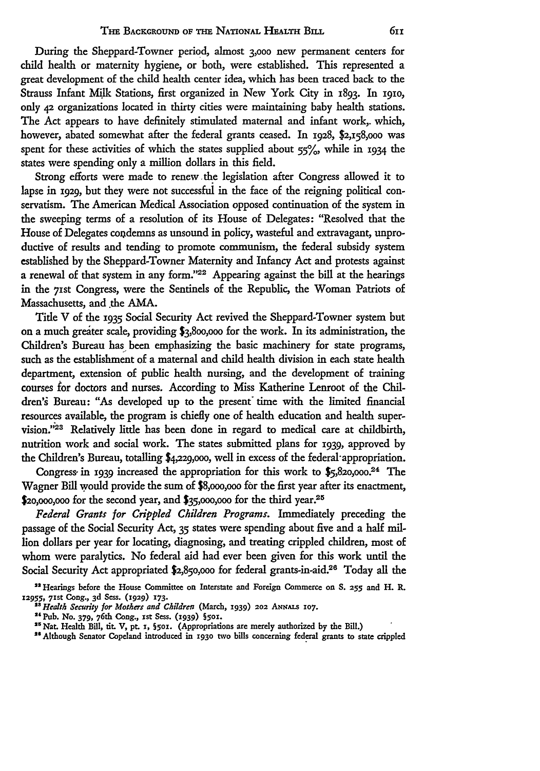During the Sheppard-Towner period, almost 3,000 new permanent centers for child health or maternity hygiene, or both, were established. This represented a great development of the child health center idea, which has been traced back to the Strauss Infant Milk Stations, first organized in New York City in 1893. In 1910, only 42 organizations located in thirty cities were maintaining baby health stations. The Act appears to have definitely stimulated maternal and infant work, which, however, abated somewhat after the federal grants ceased. In 1928, $2,158,000 was spent for these activities of which the states supplied about 55%, while in 1934 the states were spending only a million dollars in this field.

Strong efforts were made to renew the legislation after Congress allowed it to lapse in 1929, but they were not successful in the face of the reigning political conservatism. The American Medical Association opposed continuation of the system in the sweeping terms of a resolution of its House of Delegates: "Resolved that the House of Delegates condemns as unsound in policy, wasteful and extravagant, unproductive of results and tending to promote communism, the federal subsidy system established by the Sheppard-Towner Maternity and Infancy Act and protests against a renewal of that system in any form."[22] Appearing against the bill at the hearings in the 71st Congress, were the Sentinels of the Republic, the Woman Patriots of Massachusetts, and the AMA.

Title V of the 1935 Social Security Act revived the Sheppard-Towner system but on a much greater scale, providing $3,800,000 for the work. In its administration, the Children's Bureau has been emphasizing the basic machinery for state programs, such as the establishment of a maternal and child health division in each state health department, extension of public health nursing, and the development of training courses for doctors and nurses. According to Miss Katherine Lenroot of the Children's Bureau: "As developed up to the present time with the limited financial resources available, the program is chiefly one of health education and health supervision."[23] Relatively little has been done in regard to medical care at childbirth, nutrition work and social work. The states submitted plans for 1939, approved by the Children's Bureau, totalling $4,229,000, well in excess of the federal appropriation.

Congress in 1939 increased the appropriation for this work to $5,820,000.[24] The Wagner Bill would provide the sum of $8,000,000 for the first year after its enactment, $20,000,000 for the second year, and $35,000,000 for the third year.[25]

*Federal Grants for Crippled Children Programs.* Immediately preceding the passage of the Social Security Act, 35 states were spending about five and a half million dollars per year for locating, diagnosing, and treating crippled children, most of whom were paralytics. No federal aid had ever been given for this work until the Social Security Act appropriated $2,850,000 for federal grants-in-aid.[26] Today all the

[22] Hearings before the House Committee on Interstate and Foreign Commerce on S. 255 and H. R. 12955, 71st Cong., 3d Sess. (1929) 173.

[23] *Health Security for Mothers and Children* (March, 1939) 202 ANNALS 107.

[24] Pub. No. 379, 76th Cong., 1st Sess. (1939) §501.

[25] Nat. Health Bill, tit. V, pt. 1, §501. (Appropriations are merely authorized by the Bill.)

[26] Although Senator Copeland introduced in 1930 two bills concerning federal grants to state crippled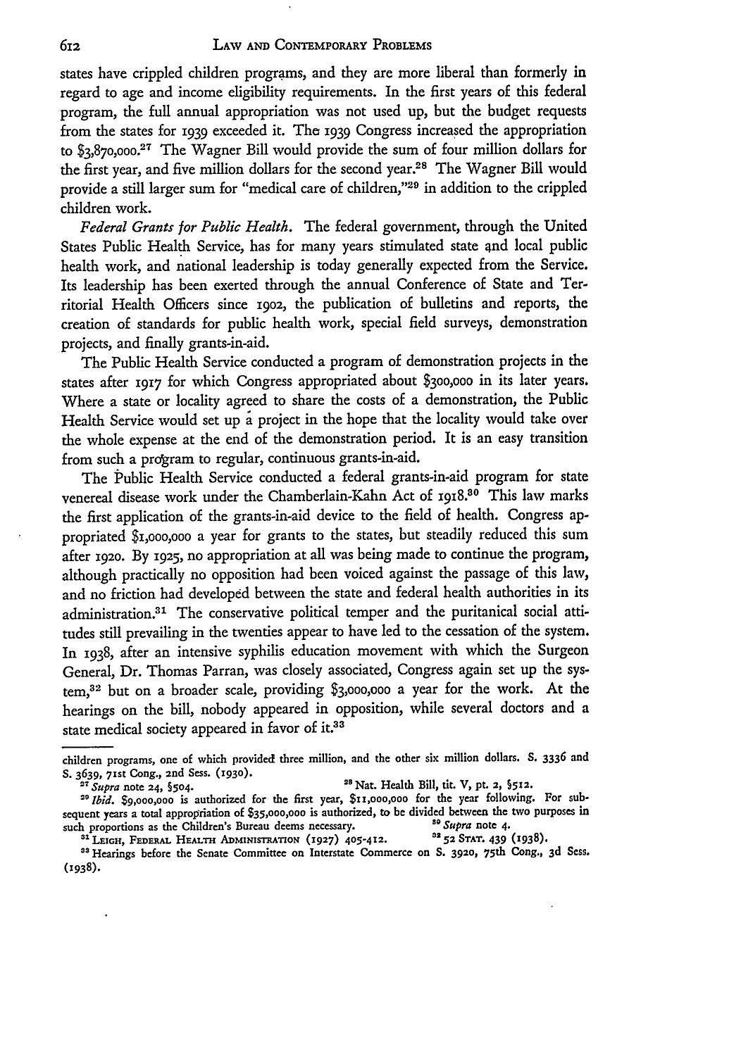states have crippled children programs, and they are more liberal than formerly in regard to age and income eligibility requirements. In the first years of this federal program, the full annual appropriation was not used up, but the budget requests from the states for 1939 exceeded it. The 1939 Congress increased the appropriation to $3,870,000.[27] The Wagner Bill would provide the sum of four million dollars for the first year, and five million dollars for the second year.[28] The Wagner Bill would provide a still larger sum for "medical care of children,"[29] in addition to the crippled children work.

*Federal Grants for Public Health.* The federal government, through the United States Public Health Service, has for many years stimulated state and local public health work, and national leadership is today generally expected from the Service. Its leadership has been exerted through the annual Conference of State and Territorial Health Officers since 1902, the publication of bulletins and reports, the creation of standards for public health work, special field surveys, demonstration projects, and finally grants-in-aid.

The Public Health Service conducted a program of demonstration projects in the states after 1917 for which Congress appropriated about $300,000 in its later years. Where a state or locality agreed to share the costs of a demonstration, the Public Health Service would set up a project in the hope that the locality would take over the whole expense at the end of the demonstration period. It is an easy transition from such a program to regular, continuous grants-in-aid.

The Public Health Service conducted a federal grants-in-aid program for state venereal disease work under the Chamberlain-Kahn Act of 1918.[30] This law marks the first application of the grants-in-aid device to the field of health. Congress appropriated $1,000,000 a year for grants to the states, but steadily reduced this sum after 1920. By 1925, no appropriation at all was being made to continue the program, although practically no opposition had been voiced against the passage of this law, and no friction had developed between the state and federal health authorities in its administration.[31] The conservative political temper and the puritanical social attitudes still prevailing in the twenties appear to have led to the cessation of the system. In 1938, after an intensive syphilis education movement with which the Surgeon General, Dr. Thomas Parran, was closely associated, Congress again set up the system,[32] but on a broader scale, providing $3,000,000 a year for the work. At the hearings on the bill, nobody appeared in opposition, while several doctors and a state medical society appeared in favor of it.[33]

---

children programs, one of which provided three million, and the other six million dollars. S. 3336 and S. 3639, 71st Cong., 2nd Sess. (1930).

[27] *Supra* note 24, §504.

[28] Nat. Health Bill, tit. V, pt. 2, §512.

[29] *Ibid.* $9,000,000 is authorized for the first year, $11,000,000 for the year following. For subsequent years a total appropriation of $35,000,000 is authorized, to be divided between the two purposes in such proportions as the Children's Bureau deems necessary.

[30] *Supra* note 4.

[31] LEIGH, FEDERAL HEALTH ADMINISTRATION (1927) 405-412.

[32] 52 STAT. 439 (1938).

[33] Hearings before the Senate Committee on Interstate Commerce on S. 3920, 75th Cong., 3d Sess. (1938).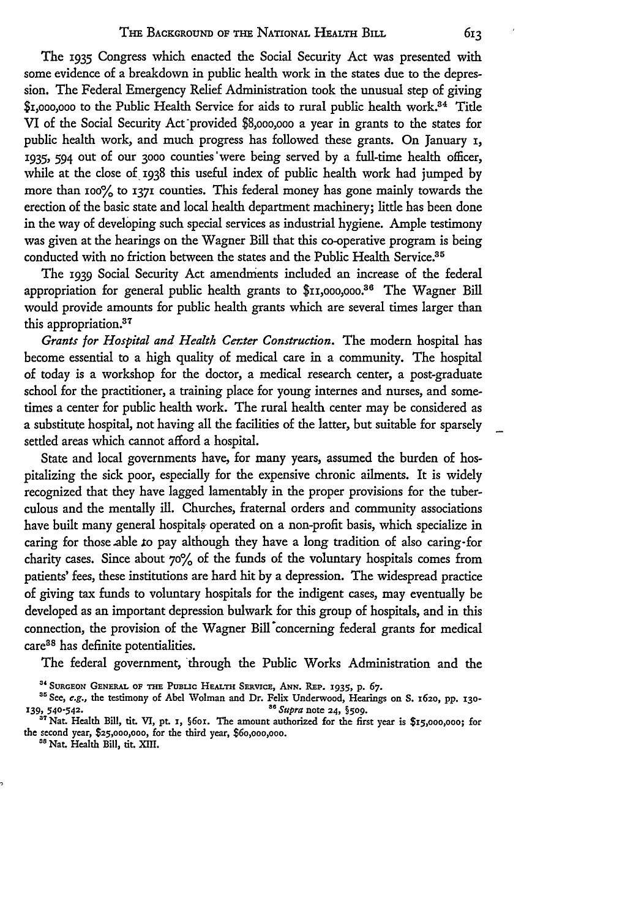The 1935 Congress which enacted the Social Security Act was presented with some evidence of a breakdown in public health work in the states due to the depression. The Federal Emergency Relief Administration took the unusual step of giving $1,000,000 to the Public Health Service for aids to rural public health work.[34] Title VI of the Social Security Act provided $8,000,000 a year in grants to the states for public health work, and much progress has followed these grants. On January 1, 1935, 594 out of our 3000 counties were being served by a full-time health officer, while at the close of 1938 this useful index of public health work had jumped by more than 100% to 1371 counties. This federal money has gone mainly towards the erection of the basic state and local health department machinery; little has been done in the way of developing such special services as industrial hygiene. Ample testimony was given at the hearings on the Wagner Bill that this co-operative program is being conducted with no friction between the states and the Public Health Service.[35]

The 1939 Social Security Act amendments included an increase of the federal appropriation for general public health grants to $11,000,000.[36] The Wagner Bill would provide amounts for public health grants which are several times larger than this appropriation.[37]

*Grants for Hospital and Health Center Construction.* The modern hospital has become essential to a high quality of medical care in a community. The hospital of today is a workshop for the doctor, a medical research center, a post-graduate school for the practitioner, a training place for young internes and nurses, and sometimes a center for public health work. The rural health center may be considered as a substitute hospital, not having all the facilities of the latter, but suitable for sparsely settled areas which cannot afford a hospital.

State and local governments have, for many years, assumed the burden of hospitalizing the sick poor, especially for the expensive chronic ailments. It is widely recognized that they have lagged lamentably in the proper provisions for the tuberculous and the mentally ill. Churches, fraternal orders and community associations have built many general hospitals operated on a non-profit basis, which specialize in caring for those able to pay although they have a long tradition of also caring for charity cases. Since about 70% of the funds of the voluntary hospitals comes from patients' fees, these institutions are hard hit by a depression. The widespread practice of giving tax funds to voluntary hospitals for the indigent cases, may eventually be developed as an important depression bulwark for this group of hospitals, and in this connection, the provision of the Wagner Bill concerning federal grants for medical care[38] has definite potentialities.

The federal government, through the Public Works Administration and the

---

[34] Surgeon General of the Public Health Service, Ann. Rep. 1935, p. 67.

[35] See, *e.g.*, the testimony of Abel Wolman and Dr. Felix Underwood, Hearings on S. 1620, pp. 130-139, 540-542.

[36] *Supra* note 24, §509.

[37] Nat. Health Bill, tit. VI, pt. 1, §601. The amount authorized for the first year is $15,000,000; for the second year, $25,000,000, for the third year, $60,000,000.

[38] Nat. Health Bill, tit. XIII.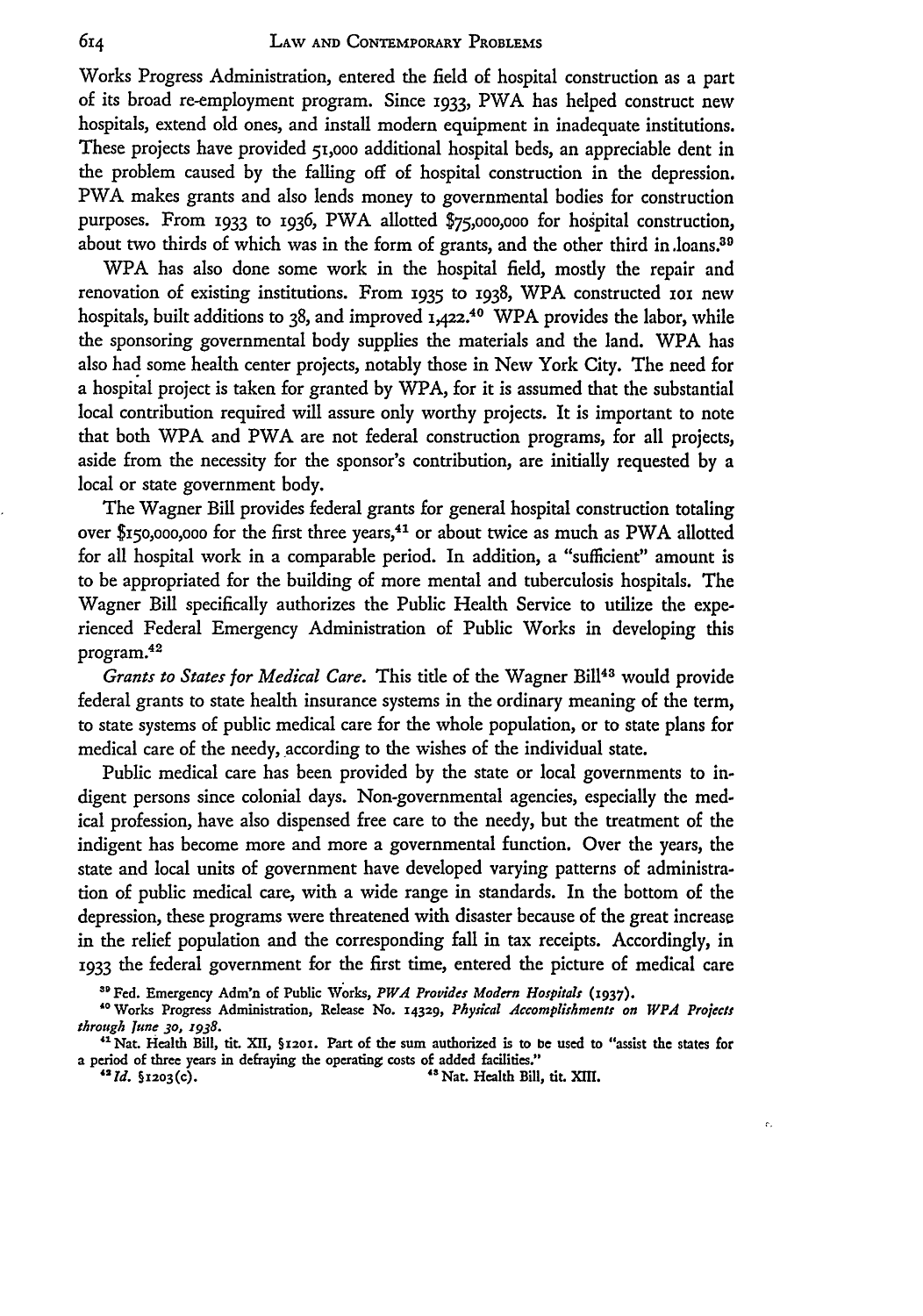Works Progress Administration, entered the field of hospital construction as a part of its broad re-employment program. Since 1933, PWA has helped construct new hospitals, extend old ones, and install modern equipment in inadequate institutions. These projects have provided 51,000 additional hospital beds, an appreciable dent in the problem caused by the falling off of hospital construction in the depression. PWA makes grants and also lends money to governmental bodies for construction purposes. From 1933 to 1936, PWA allotted $75,000,000 for hospital construction, about two thirds of which was in the form of grants, and the other third in loans.[39]

WPA has also done some work in the hospital field, mostly the repair and renovation of existing institutions. From 1935 to 1938, WPA constructed 101 new hospitals, built additions to 38, and improved 1,422.[40] WPA provides the labor, while the sponsoring governmental body supplies the materials and the land. WPA has also had some health center projects, notably those in New York City. The need for a hospital project is taken for granted by WPA, for it is assumed that the substantial local contribution required will assure only worthy projects. It is important to note that both WPA and PWA are not federal construction programs, for all projects, aside from the necessity for the sponsor's contribution, are initially requested by a local or state government body.

The Wagner Bill provides federal grants for general hospital construction totaling over $150,000,000 for the first three years,[41] or about twice as much as PWA allotted for all hospital work in a comparable period. In addition, a "sufficient" amount is to be appropriated for the building of more mental and tuberculosis hospitals. The Wagner Bill specifically authorizes the Public Health Service to utilize the experienced Federal Emergency Administration of Public Works in developing this program.[42]

*Grants to States for Medical Care.* This title of the Wagner Bill[43] would provide federal grants to state health insurance systems in the ordinary meaning of the term, to state systems of public medical care for the whole population, or to state plans for medical care of the needy, according to the wishes of the individual state.

Public medical care has been provided by the state or local governments to indigent persons since colonial days. Non-governmental agencies, especially the medical profession, have also dispensed free care to the needy, but the treatment of the indigent has become more and more a governmental function. Over the years, the state and local units of government have developed varying patterns of administration of public medical care, with a wide range in standards. In the bottom of the depression, these programs were threatened with disaster because of the great increase in the relief population and the corresponding fall in tax receipts. Accordingly, in 1933 the federal government for the first time, entered the picture of medical care

[39] Fed. Emergency Adm'n of Public Works, *PWA Provides Modern Hospitals* (1937).

[40] Works Progress Administration, Release No. 14329, *Physical Accomplishments on WPA Projects through June 30, 1938*.

[41] Nat. Health Bill, tit. XII, §1201. Part of the sum authorized is to be used to "assist the states for a period of three years in defraying the operating costs of added facilities."

[42] *Id.* §1203(c).

[43] Nat. Health Bill, tit. XIII.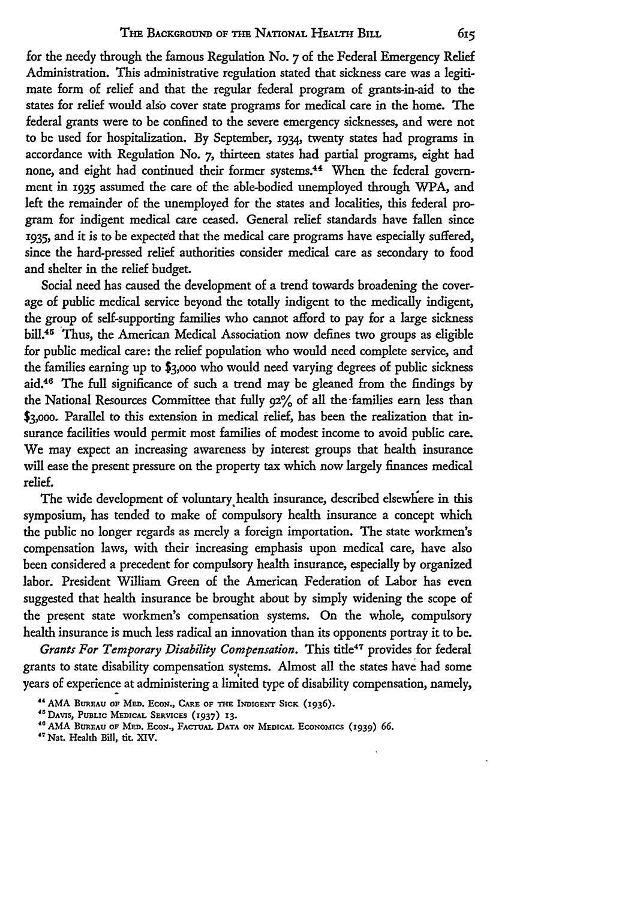for the needy through the famous Regulation No. 7 of the Federal Emergency Relief Administration. This administrative regulation stated that sickness care was a legitimate form of relief and that the regular federal program of grants-in-aid to the states for relief would also cover state programs for medical care in the home. The federal grants were to be confined to the severe emergency sicknesses, and were not to be used for hospitalization. By September, 1934, twenty states had programs in accordance with Regulation No. 7, thirteen states had partial programs, eight had none, and eight had continued their former systems.[44] When the federal government in 1935 assumed the care of the able-bodied unemployed through WPA, and left the remainder of the unemployed for the states and localities, this federal program for indigent medical care ceased. General relief standards have fallen since 1935, and it is to be expected that the medical care programs have especially suffered, since the hard-pressed relief authorities consider medical care as secondary to food and shelter in the relief budget.

Social need has caused the development of a trend towards broadening the coverage of public medical service beyond the totally indigent to the medically indigent, the group of self-supporting families who cannot afford to pay for a large sickness bill.[45] Thus, the American Medical Association now defines two groups as eligible for public medical care: the relief population who would need complete service, and the families earning up to $3,000 who would need varying degrees of public sickness aid.[46] The full significance of such a trend may be gleaned from the findings by the National Resources Committee that fully 92% of all the families earn less than $3,000. Parallel to this extension in medical relief, has been the realization that insurance facilities would permit most families of modest income to avoid public care. We may expect an increasing awareness by interest groups that health insurance will ease the present pressure on the property tax which now largely finances medical relief.

The wide development of voluntary health insurance, described elsewhere in this symposium, has tended to make of compulsory health insurance a concept which the public no longer regards as merely a foreign importation. The state workmen's compensation laws, with their increasing emphasis upon medical care, have also been considered a precedent for compulsory health insurance, especially by organized labor. President William Green of the American Federation of Labor has even suggested that health insurance be brought about by simply widening the scope of the present state workmen's compensation systems. On the whole, compulsory health insurance is much less radical an innovation than its opponents portray it to be.

*Grants For Temporary Disability Compensation.* This title[47] provides for federal grants to state disability compensation systems. Almost all the states have had some years of experience at administering a limited type of disability compensation, namely,

---

[44] AMA Bureau of Med. Econ., Care of the Indigent Sick (1936).

[45] Davis, Public Medical Services (1937) 13.

[46] AMA Bureau of Med. Econ., Factual Data on Medical Economics (1939) 66.

[47] Nat. Health Bill, tit. XIV.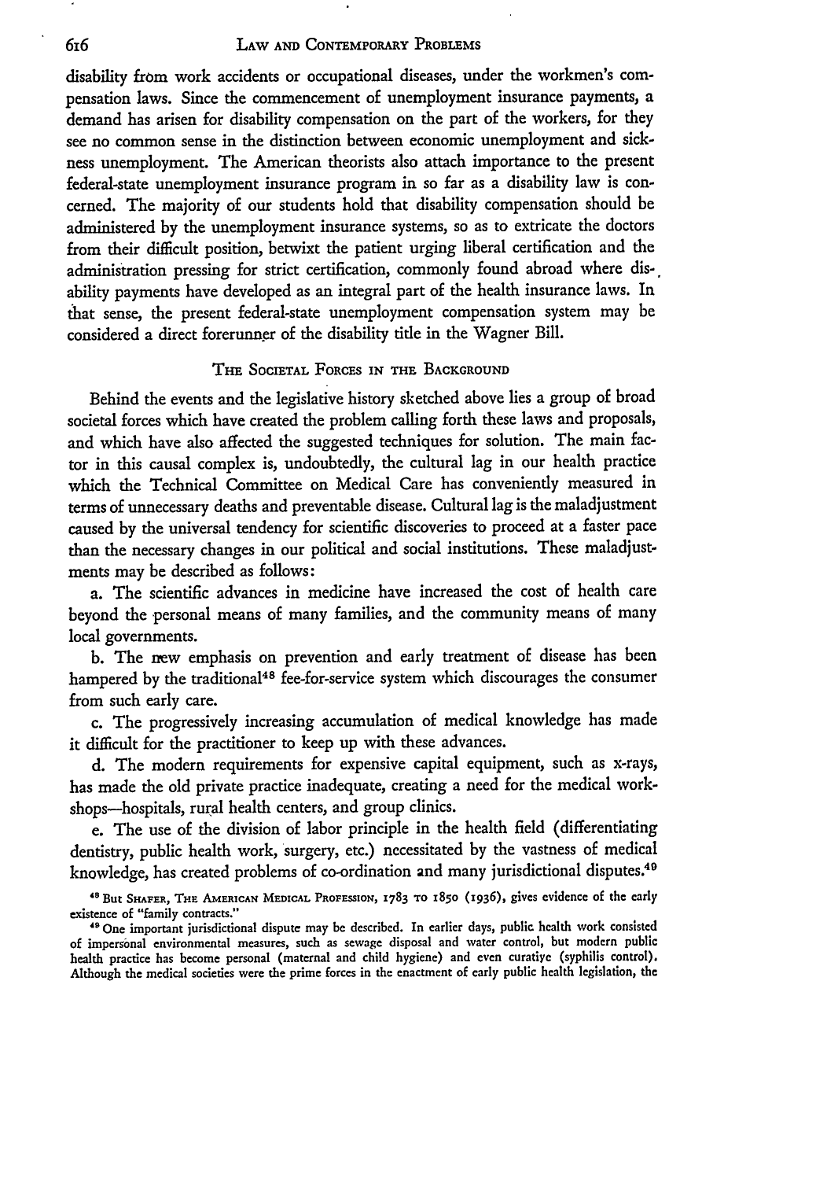disability from work accidents or occupational diseases, under the workmen's compensation laws. Since the commencement of unemployment insurance payments, a demand has arisen for disability compensation on the part of the workers, for they see no common sense in the distinction between economic unemployment and sickness unemployment. The American theorists also attach importance to the present federal-state unemployment insurance program in so far as a disability law is concerned. The majority of our students hold that disability compensation should be administered by the unemployment insurance systems, so as to extricate the doctors from their difficult position, betwixt the patient urging liberal certification and the administration pressing for strict certification, commonly found abroad where disability payments have developed as an integral part of the health insurance laws. In that sense, the present federal-state unemployment compensation system may be considered a direct forerunner of the disability title in the Wagner Bill.

## The Societal Forces in the Background

Behind the events and the legislative history sketched above lies a group of broad societal forces which have created the problem calling forth these laws and proposals, and which have also affected the suggested techniques for solution. The main factor in this causal complex is, undoubtedly, the cultural lag in our health practice which the Technical Committee on Medical Care has conveniently measured in terms of unnecessary deaths and preventable disease. Cultural lag is the maladjustment caused by the universal tendency for scientific discoveries to proceed at a faster pace than the necessary changes in our political and social institutions. These maladjustments may be described as follows:

a. The scientific advances in medicine have increased the cost of health care beyond the personal means of many families, and the community means of many local governments.

b. The new emphasis on prevention and early treatment of disease has been hampered by the traditional[48] fee-for-service system which discourages the consumer from such early care.

c. The progressively increasing accumulation of medical knowledge has made it difficult for the practitioner to keep up with these advances.

d. The modern requirements for expensive capital equipment, such as x-rays, has made the old private practice inadequate, creating a need for the medical workshops—hospitals, rural health centers, and group clinics.

e. The use of the division of labor principle in the health field (differentiating dentistry, public health work, surgery, etc.) necessitated by the vastness of medical knowledge, has created problems of co-ordination and many jurisdictional disputes.[49]

[48] But Shafer, The American Medical Profession, 1783 to 1850 (1936), gives evidence of the early existence of "family contracts."

[49] One important jurisdictional dispute may be described. In earlier days, public health work consisted of impersonal environmental measures, such as sewage disposal and water control, but modern public health practice has become personal (maternal and child hygiene) and even curative (syphilis control). Although the medical societies were the prime forces in the enactment of early public health legislation, the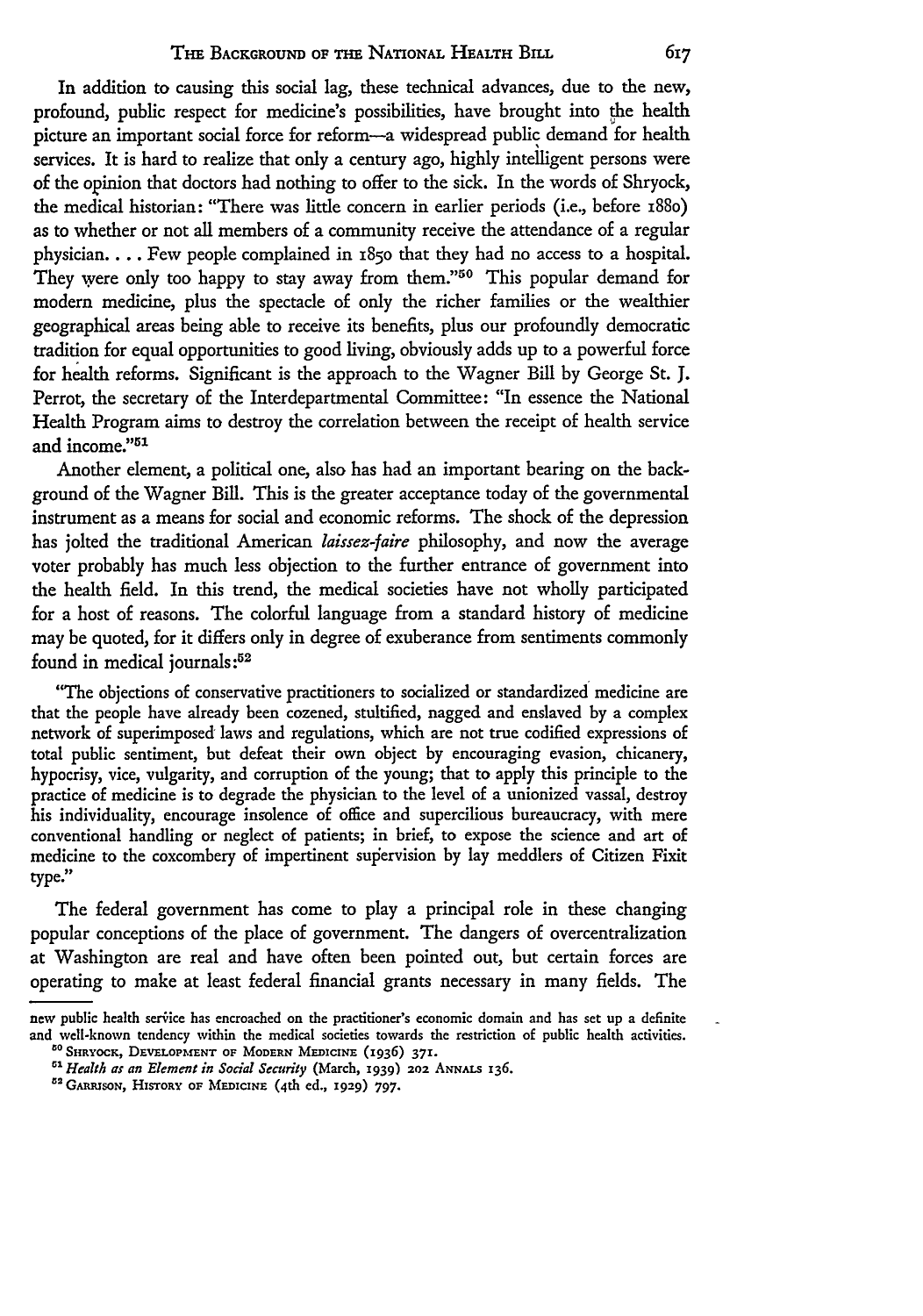In addition to causing this social lag, these technical advances, due to the new, profound, public respect for medicine's possibilities, have brought into the health picture an important social force for reform—a widespread public demand for health services. It is hard to realize that only a century ago, highly intelligent persons were of the opinion that doctors had nothing to offer to the sick. In the words of Shryock, the medical historian: "There was little concern in earlier periods (i.e., before 1880) as to whether or not all members of a community receive the attendance of a regular physician. . . . Few people complained in 1850 that they had no access to a hospital. They were only too happy to stay away from them."[50] This popular demand for modern medicine, plus the spectacle of only the richer families or the wealthier geographical areas being able to receive its benefits, plus our profoundly democratic tradition for equal opportunities to good living, obviously adds up to a powerful force for health reforms. Significant is the approach to the Wagner Bill by George St. J. Perrot, the secretary of the Interdepartmental Committee: "In essence the National Health Program aims to destroy the correlation between the receipt of health service and income."[51]

Another element, a political one, also has had an important bearing on the background of the Wagner Bill. This is the greater acceptance today of the governmental instrument as a means for social and economic reforms. The shock of the depression has jolted the traditional American *laissez-faire* philosophy, and now the average voter probably has much less objection to the further entrance of government into the health field. In this trend, the medical societies have not wholly participated for a host of reasons. The colorful language from a standard history of medicine may be quoted, for it differs only in degree of exuberance from sentiments commonly found in medical journals:[52]

> "The objections of conservative practitioners to socialized or standardized medicine are that the people have already been cozened, stultified, nagged and enslaved by a complex network of superimposed laws and regulations, which are not true codified expressions of total public sentiment, but defeat their own object by encouraging evasion, chicanery, hypocrisy, vice, vulgarity, and corruption of the young; that to apply this principle to the practice of medicine is to degrade the physician to the level of a unionized vassal, destroy his individuality, encourage insolence of office and supercilious bureaucracy, with mere conventional handling or neglect of patients; in brief, to expose the science and art of medicine to the coxcombery of impertinent supervision by lay meddlers of Citizen Fixit type."

The federal government has come to play a principal role in these changing popular conceptions of the place of government. The dangers of overcentralization at Washington are real and have often been pointed out, but certain forces are operating to make at least federal financial grants necessary in many fields. The

---

new public health service has encroached on the practitioner's economic domain and has set up a definite and well-known tendency within the medical societies towards the restriction of public health activities.

[50] SHRYOCK, DEVELOPMENT OF MODERN MEDICINE (1936) 371.

[51] *Health as an Element in Social Security* (March, 1939) 202 ANNALS 136.

[52] GARRISON, HISTORY OF MEDICINE (4th ed., 1929) 797.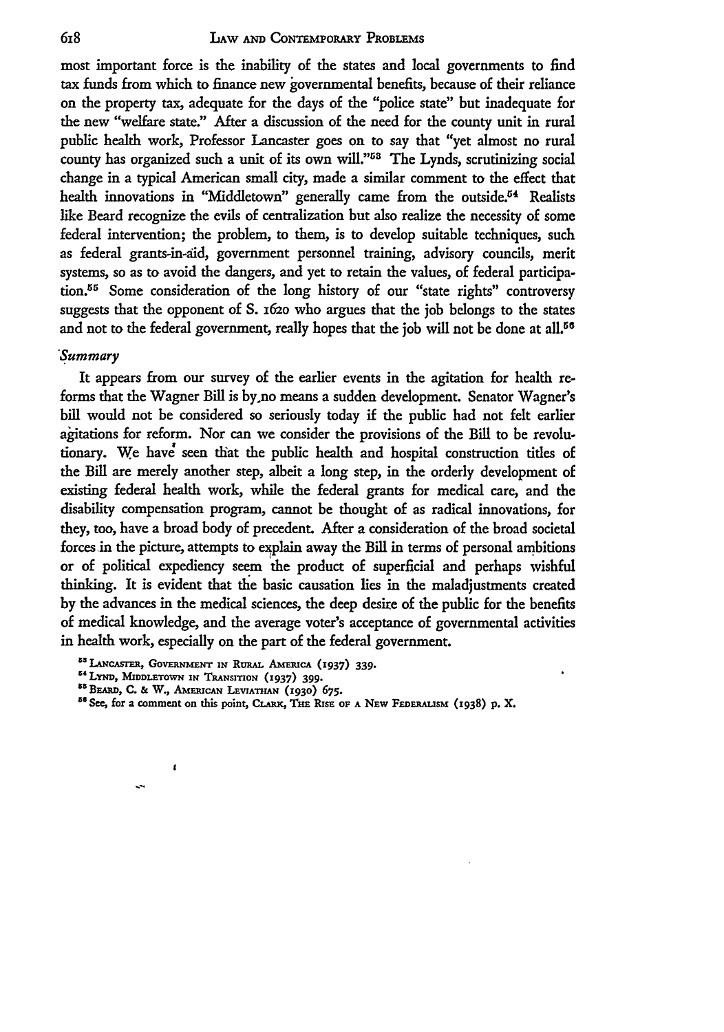most important force is the inability of the states and local governments to find tax funds from which to finance new governmental benefits, because of their reliance on the property tax, adequate for the days of the "police state" but inadequate for the new "welfare state." After a discussion of the need for the county unit in rural public health work, Professor Lancaster goes on to say that "yet almost no rural county has organized such a unit of its own will."[53] The Lynds, scrutinizing social change in a typical American small city, made a similar comment to the effect that health innovations in "Middletown" generally came from the outside.[54] Realists like Beard recognize the evils of centralization but also realize the necessity of some federal intervention; the problem, to them, is to develop suitable techniques, such as federal grants-in-aid, government personnel training, advisory councils, merit systems, so as to avoid the dangers, and yet to retain the values, of federal participation.[55] Some consideration of the long history of our "state rights" controversy suggests that the opponent of S. 1620 who argues that the job belongs to the states and not to the federal government, really hopes that the job will not be done at all.[56]

### *Summary*

It appears from our survey of the earlier events in the agitation for health reforms that the Wagner Bill is by no means a sudden development. Senator Wagner's bill would not be considered so seriously today if the public had not felt earlier agitations for reform. Nor can we consider the provisions of the Bill to be revolutionary. We have seen that the public health and hospital construction titles of the Bill are merely another step, albeit a long step, in the orderly development of existing federal health work, while the federal grants for medical care, and the disability compensation program, cannot be thought of as radical innovations, for they, too, have a broad body of precedent. After a consideration of the broad societal forces in the picture, attempts to explain away the Bill in terms of personal ambitions or of political expediency seem the product of superficial and perhaps wishful thinking. It is evident that the basic causation lies in the maladjustments created by the advances in the medical sciences, the deep desire of the public for the benefits of medical knowledge, and the average voter's acceptance of governmental activities in health work, especially on the part of the federal government.

[53] LANCASTER, GOVERNMENT IN RURAL AMERICA (1937) 339.

[54] LYND, MIDDLETOWN IN TRANSITION (1937) 399.

[55] BEARD, C. & W., AMERICAN LEVIATHAN (1930) 675.

[56] See, for a comment on this point, CLARK, THE RISE OF A NEW FEDERALISM (1938) p. X.